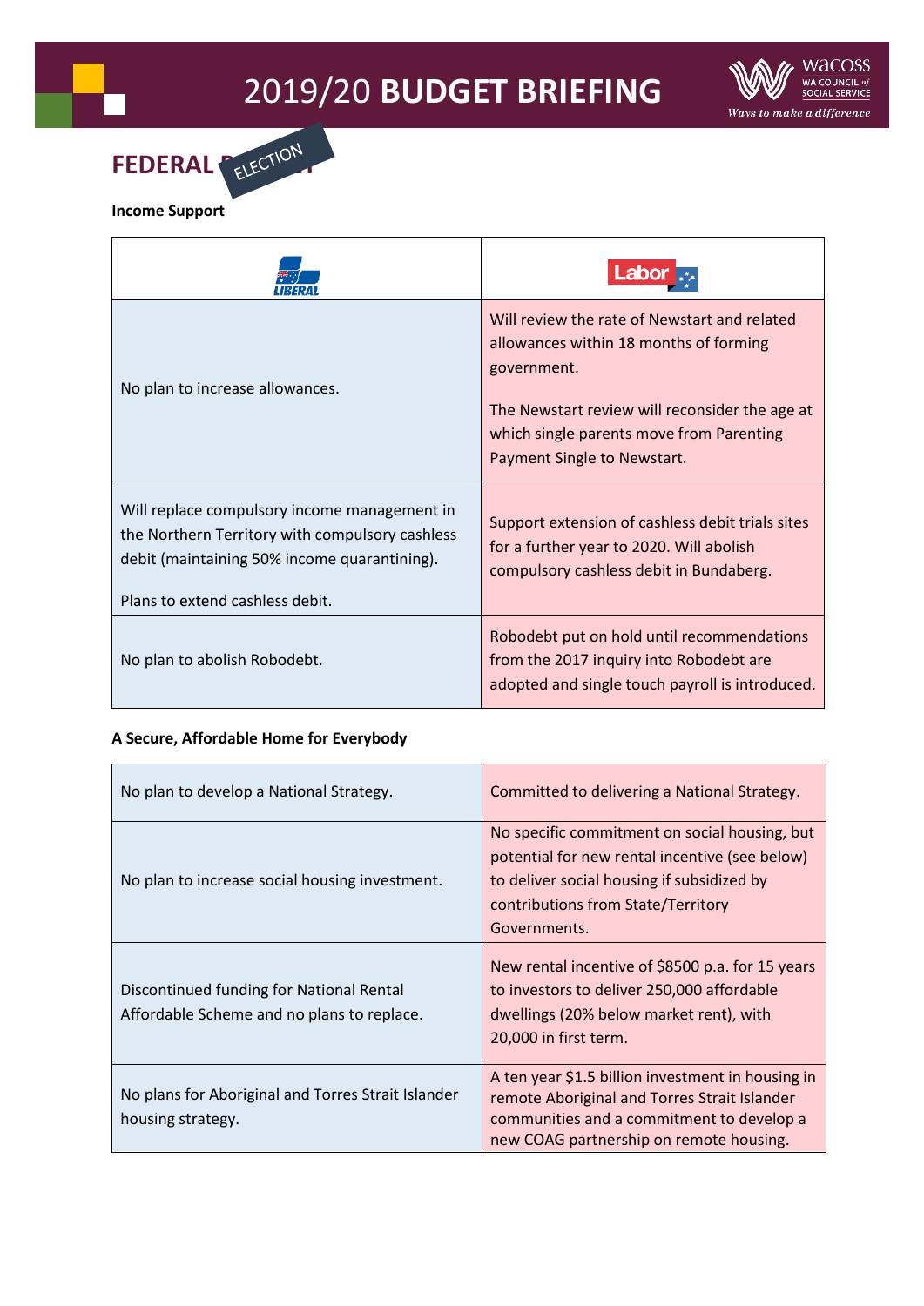# 2019/20 **BUDGET BRIEFING**

## FEDERAL ELECTION

**Income Support**

| LIBERAL | Labor |
|---|---|
| No plan to increase allowances. | Will review the rate of Newstart and related allowances within 18 months of forming government.<br><br>The Newstart review will reconsider the age at which single parents move from Parenting Payment Single to Newstart. |
| Will replace compulsory income management in the Northern Territory with compulsory cashless debit (maintaining 50% income quarantining).<br><br>Plans to extend cashless debit. | Support extension of cashless debit trials sites for a further year to 2020. Will abolish compulsory cashless debit in Bundaberg. |
| No plan to abolish Robodebt. | Robodebt put on hold until recommendations from the 2017 inquiry into Robodebt are adopted and single touch payroll is introduced. |

**A Secure, Affordable Home for Everybody**

| LIBERAL | Labor |
|---|---|
| No plan to develop a National Strategy. | Committed to delivering a National Strategy. |
| No plan to increase social housing investment. | No specific commitment on social housing, but potential for new rental incentive (see below) to deliver social housing if subsidized by contributions from State/Territory Governments. |
| Discontinued funding for National Rental Affordable Scheme and no plans to replace. | New rental incentive of $8500 p.a. for 15 years to investors to deliver 250,000 affordable dwellings (20% below market rent), with 20,000 in first term. |
| No plans for Aboriginal and Torres Strait Islander housing strategy. | A ten year $1.5 billion investment in housing in remote Aboriginal and Torres Strait Islander communities and a commitment to develop a new COAG partnership on remote housing. |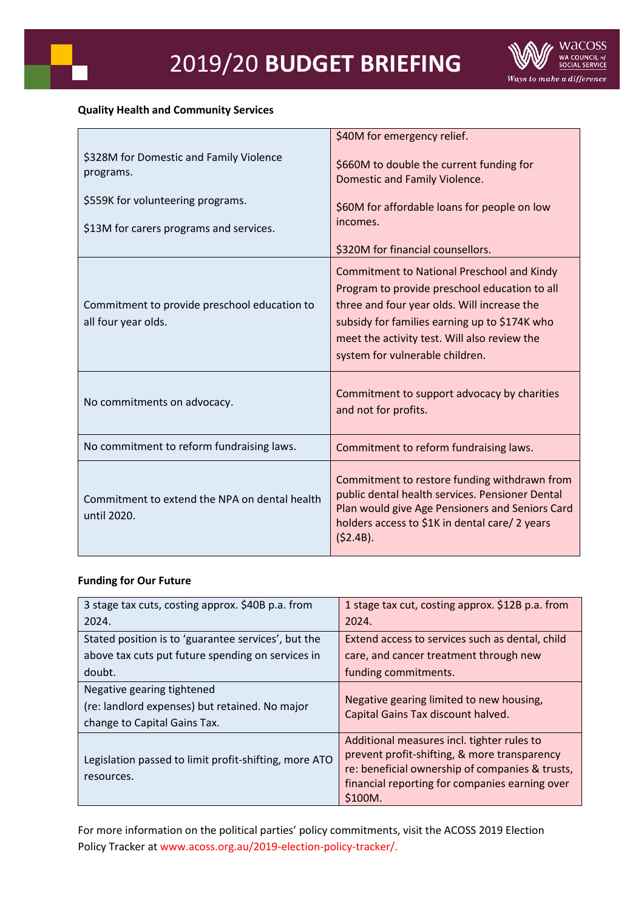**Quality Health and Community Services**

| | |
|---|---|
| $328M for Domestic and Family Violence programs.<br><br>$559K for volunteering programs.<br><br>$13M for carers programs and services. | $40M for emergency relief.<br><br>$660M to double the current funding for Domestic and Family Violence.<br><br>$60M for affordable loans for people on low incomes.<br><br>$320M for financial counsellors. |
| Commitment to provide preschool education to all four year olds. | Commitment to National Preschool and Kindy Program to provide preschool education to all three and four year olds. Will increase the subsidy for families earning up to $174K who meet the activity test. Will also review the system for vulnerable children. |
| No commitments on advocacy. | Commitment to support advocacy by charities and not for profits. |
| No commitment to reform fundraising laws. | Commitment to reform fundraising laws. |
| Commitment to extend the NPA on dental health until 2020. | Commitment to restore funding withdrawn from public dental health services. Pensioner Dental Plan would give Age Pensioners and Seniors Card holders access to $1K in dental care/ 2 years ($2.4B). |

**Funding for Our Future**

| | |
|---|---|
| 3 stage tax cuts, costing approx. $40B p.a. from 2024. | 1 stage tax cut, costing approx. $12B p.a. from 2024. |
| Stated position is to 'guarantee services', but the above tax cuts put future spending on services in doubt. | Extend access to services such as dental, child care, and cancer treatment through new funding commitments. |
| Negative gearing tightened (re: landlord expenses) but retained. No major change to Capital Gains Tax. | Negative gearing limited to new housing, Capital Gains Tax discount halved. |
| Legislation passed to limit profit-shifting, more ATO resources. | Additional measures incl. tighter rules to prevent profit-shifting, & more transparency re: beneficial ownership of companies & trusts, financial reporting for companies earning over $100M. |

For more information on the political parties' policy commitments, visit the ACOSS 2019 Election Policy Tracker at www.acoss.org.au/2019-election-policy-tracker/.